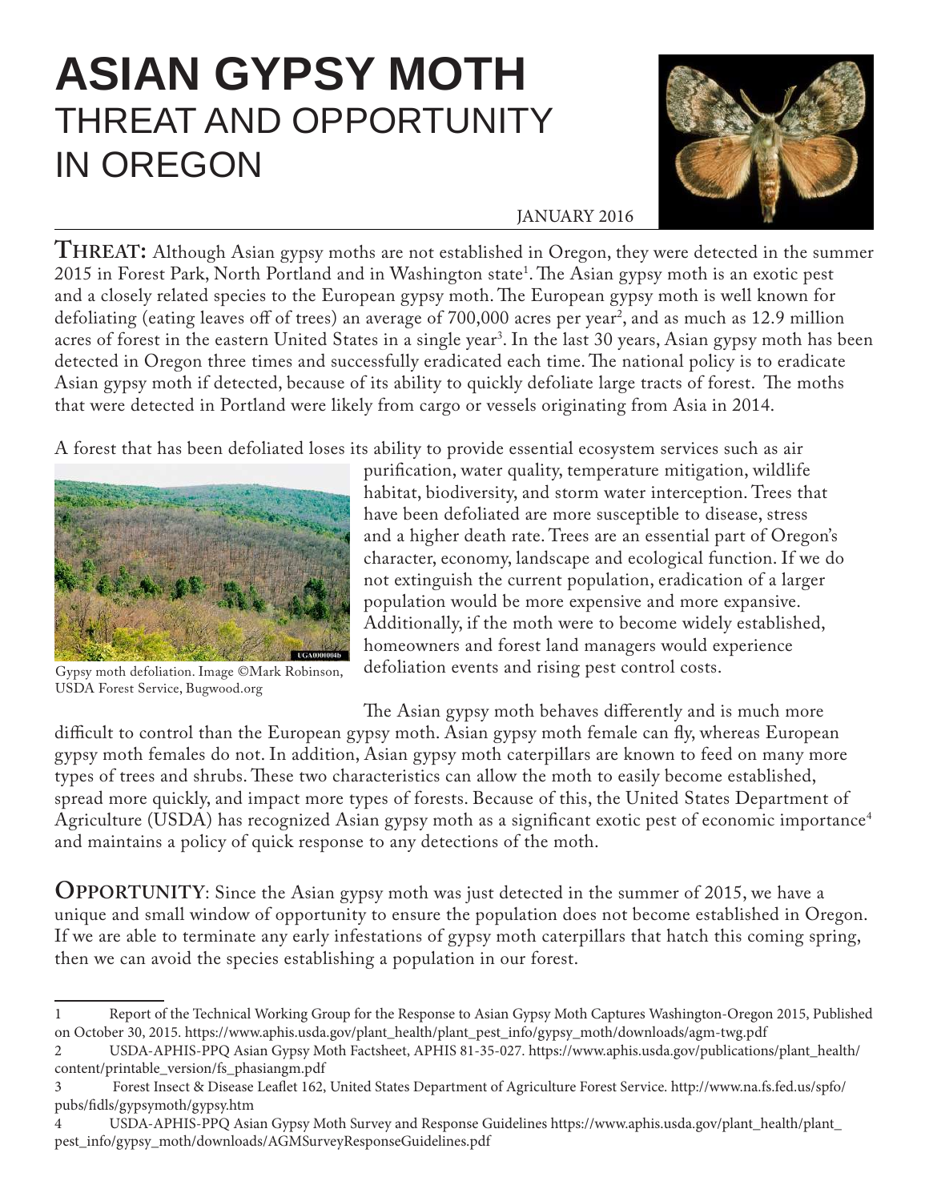# ASIAN GYPSY MOTH
## THREAT AND OPPORTUNITY IN OREGON

JANUARY 2016

**THREAT:** Although Asian gypsy moths are not established in Oregon, they were detected in the summer 2015 in Forest Park, North Portland and in Washington state[1]. The Asian gypsy moth is an exotic pest and a closely related species to the European gypsy moth. The European gypsy moth is well known for defoliating (eating leaves off of trees) an average of 700,000 acres per year[2], and as much as 12.9 million acres of forest in the eastern United States in a single year[3]. In the last 30 years, Asian gypsy moth has been detected in Oregon three times and successfully eradicated each time. The national policy is to eradicate Asian gypsy moth if detected, because of its ability to quickly defoliate large tracts of forest. The moths that were detected in Portland were likely from cargo or vessels originating from Asia in 2014.

A forest that has been defoliated loses its ability to provide essential ecosystem services such as air purification, water quality, temperature mitigation, wildlife habitat, biodiversity, and storm water interception. Trees that have been defoliated are more susceptible to disease, stress and a higher death rate. Trees are an essential part of Oregon's character, economy, landscape and ecological function. If we do not extinguish the current population, eradication of a larger population would be more expensive and more expansive. Additionally, if the moth were to become widely established, homeowners and forest land managers would experience defoliation events and rising pest control costs.

Gypsy moth defoliation. Image ©Mark Robinson, USDA Forest Service, Bugwood.org

The Asian gypsy moth behaves differently and is much more difficult to control than the European gypsy moth. Asian gypsy moth female can fly, whereas European gypsy moth females do not. In addition, Asian gypsy moth caterpillars are known to feed on many more types of trees and shrubs. These two characteristics can allow the moth to easily become established, spread more quickly, and impact more types of forests. Because of this, the United States Department of Agriculture (USDA) has recognized Asian gypsy moth as a significant exotic pest of economic importance[4] and maintains a policy of quick response to any detections of the moth.

**OPPORTUNITY**: Since the Asian gypsy moth was just detected in the summer of 2015, we have a unique and small window of opportunity to ensure the population does not become established in Oregon. If we are able to terminate any early infestations of gypsy moth caterpillars that hatch this coming spring, then we can avoid the species establishing a population in our forest.

---

1 Report of the Technical Working Group for the Response to Asian Gypsy Moth Captures Washington-Oregon 2015, Published on October 30, 2015. https://www.aphis.usda.gov/plant_health/plant_pest_info/gypsy_moth/downloads/agm-twg.pdf

2 USDA-APHIS-PPQ Asian Gypsy Moth Factsheet, APHIS 81-35-027. https://www.aphis.usda.gov/publications/plant_health/content/printable_version/fs_phasiangm.pdf

3 Forest Insect & Disease Leaflet 162, United States Department of Agriculture Forest Service. http://www.na.fs.fed.us/spfo/pubs/fidls/gypsymoth/gypsy.htm

4 USDA-APHIS-PPQ Asian Gypsy Moth Survey and Response Guidelines https://www.aphis.usda.gov/plant_health/plant_pest_info/gypsy_moth/downloads/AGMSurveyResponseGuidelines.pdf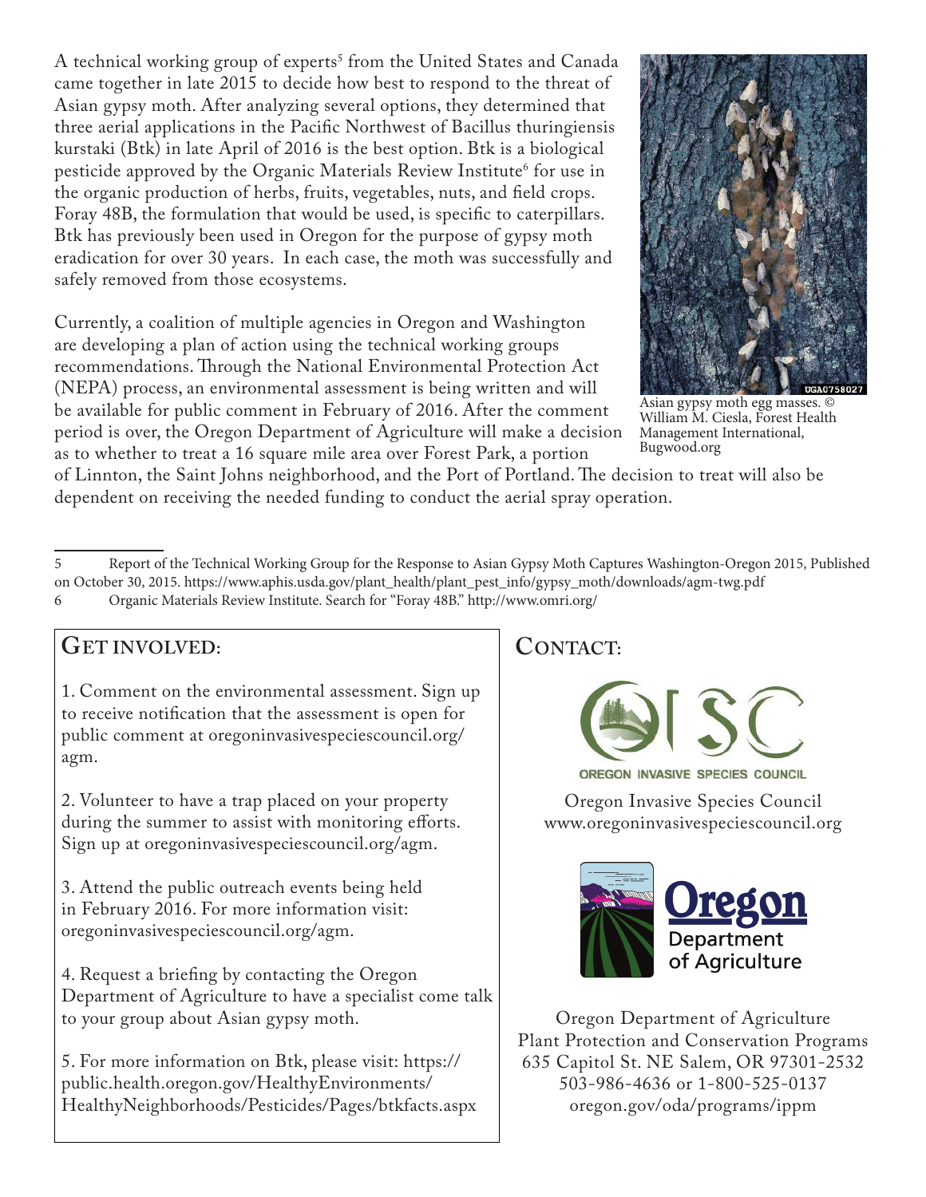A technical working group of experts[5] from the United States and Canada came together in late 2015 to decide how best to respond to the threat of Asian gypsy moth. After analyzing several options, they determined that three aerial applications in the Pacific Northwest of Bacillus thuringiensis kurstaki (Btk) in late April of 2016 is the best option. Btk is a biological pesticide approved by the Organic Materials Review Institute[6] for use in the organic production of herbs, fruits, vegetables, nuts, and field crops. Foray 48B, the formulation that would be used, is specific to caterpillars. Btk has previously been used in Oregon for the purpose of gypsy moth eradication for over 30 years. In each case, the moth was successfully and safely removed from those ecosystems.

Asian gypsy moth egg masses. © William M. Ciesla, Forest Health Management International, Bugwood.org

Currently, a coalition of multiple agencies in Oregon and Washington are developing a plan of action using the technical working groups recommendations. Through the National Environmental Protection Act (NEPA) process, an environmental assessment is being written and will be available for public comment in February of 2016. After the comment period is over, the Oregon Department of Agriculture will make a decision as to whether to treat a 16 square mile area over Forest Park, a portion of Linnton, the Saint Johns neighborhood, and the Port of Portland. The decision to treat will also be dependent on receiving the needed funding to conduct the aerial spray operation.

5 Report of the Technical Working Group for the Response to Asian Gypsy Moth Captures Washington-Oregon 2015, Published on October 30, 2015. https://www.aphis.usda.gov/plant_health/plant_pest_info/gypsy_moth/downloads/agm-twg.pdf

6 Organic Materials Review Institute. Search for "Foray 48B." http://www.omri.org/

## Get involved:

1. Comment on the environmental assessment. Sign up to receive notification that the assessment is open for public comment at oregoninvasivespeciescouncil.org/agm.

2. Volunteer to have a trap placed on your property during the summer to assist with monitoring efforts. Sign up at oregoninvasivespeciescouncil.org/agm.

3. Attend the public outreach events being held in February 2016. For more information visit: oregoninvasivespeciescouncil.org/agm.

4. Request a briefing by contacting the Oregon Department of Agriculture to have a specialist come talk to your group about Asian gypsy moth.

5. For more information on Btk, please visit: https://public.health.oregon.gov/HealthyEnvironments/HealthyNeighborhoods/Pesticides/Pages/btkfacts.aspx

## Contact:

OISC

OREGON INVASIVE SPECIES COUNCIL

Oregon Invasive Species Council
www.oregoninvasivespeciescouncil.org

Oregon Department of Agriculture

Oregon Department of Agriculture
Plant Protection and Conservation Programs
635 Capitol St. NE Salem, OR 97301-2532
503-986-4636 or 1-800-525-0137
oregon.gov/oda/programs/ippm